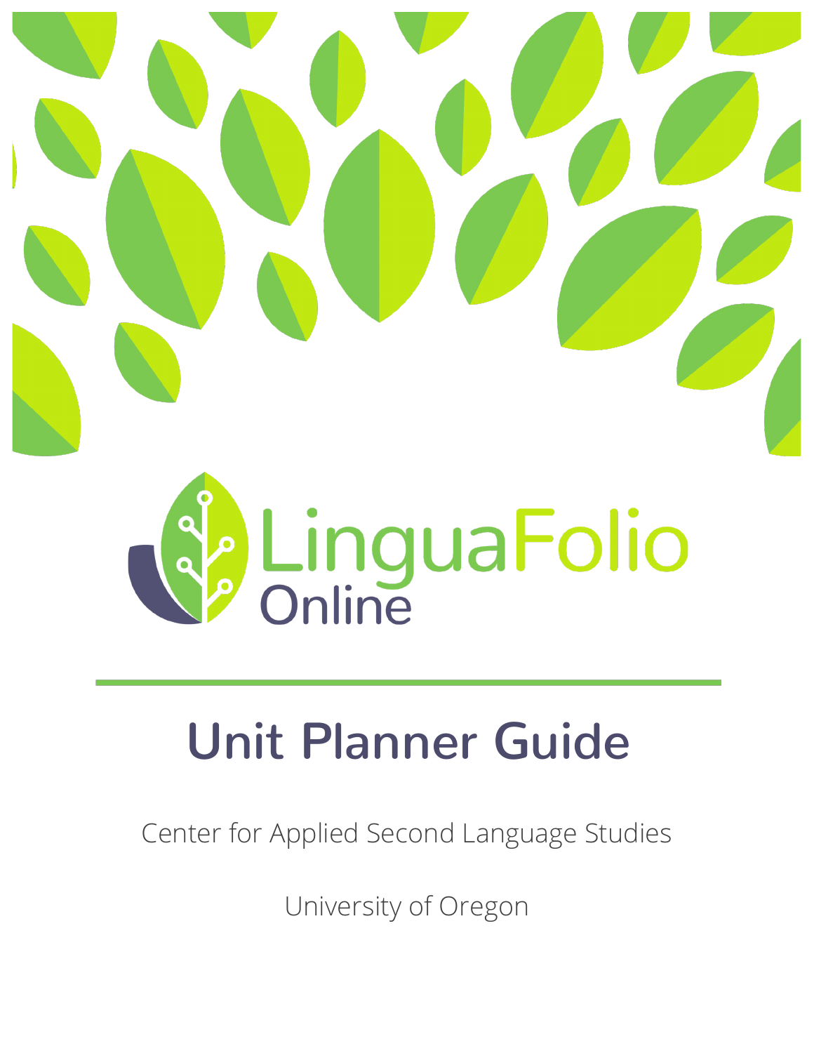LinguaFolio Online

# Unit Planner Guide

Center for Applied Second Language Studies

University of Oregon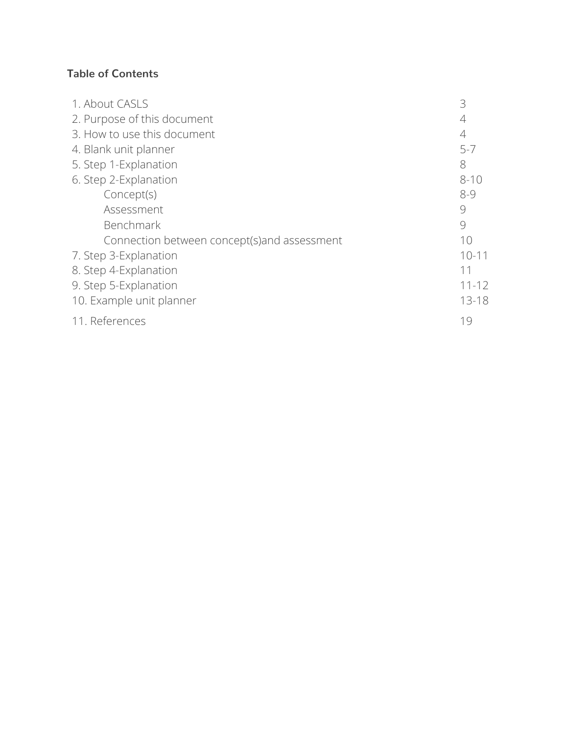**Table of Contents**

| | |
|---|---|
| 1. About CASLS | 3 |
| 2. Purpose of this document | 4 |
| 3. How to use this document | 4 |
| 4. Blank unit planner | 5-7 |
| 5. Step 1-Explanation | 8 |
| 6. Step 2-Explanation | 8-10 |
| &nbsp;&nbsp;&nbsp;&nbsp;Concept(s) | 8-9 |
| &nbsp;&nbsp;&nbsp;&nbsp;Assessment | 9 |
| &nbsp;&nbsp;&nbsp;&nbsp;Benchmark | 9 |
| &nbsp;&nbsp;&nbsp;&nbsp;Connection between concept(s)and assessment | 10 |
| 7. Step 3-Explanation | 10-11 |
| 8. Step 4-Explanation | 11 |
| 9. Step 5-Explanation | 11-12 |
| 10. Example unit planner | 13-18 |
| 11. References | 19 |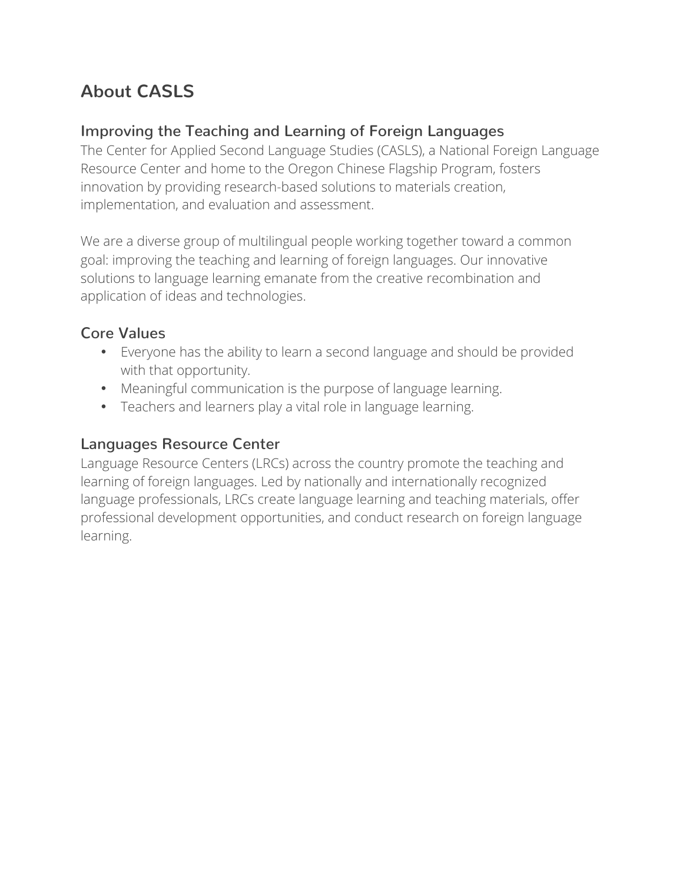# About CASLS

## Improving the Teaching and Learning of Foreign Languages

The Center for Applied Second Language Studies (CASLS), a National Foreign Language Resource Center and home to the Oregon Chinese Flagship Program, fosters innovation by providing research-based solutions to materials creation, implementation, and evaluation and assessment.

We are a diverse group of multilingual people working together toward a common goal: improving the teaching and learning of foreign languages. Our innovative solutions to language learning emanate from the creative recombination and application of ideas and technologies.

## Core Values

- Everyone has the ability to learn a second language and should be provided with that opportunity.
- Meaningful communication is the purpose of language learning.
- Teachers and learners play a vital role in language learning.

## Languages Resource Center

Language Resource Centers (LRCs) across the country promote the teaching and learning of foreign languages. Led by nationally and internationally recognized language professionals, LRCs create language learning and teaching materials, offer professional development opportunities, and conduct research on foreign language learning.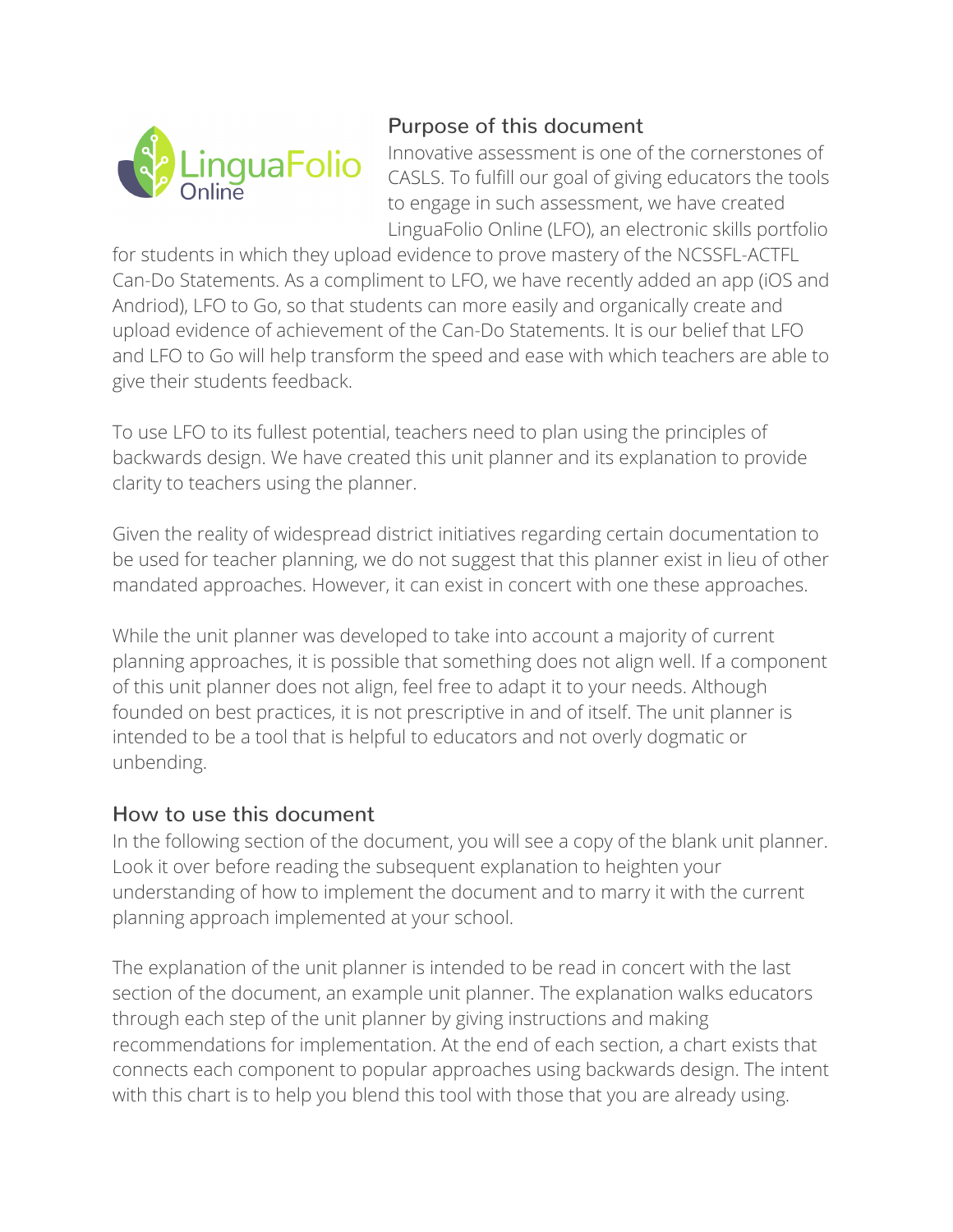## Purpose of this document

Innovative assessment is one of the cornerstones of CASLS. To fulfill our goal of giving educators the tools to engage in such assessment, we have created LinguaFolio Online (LFO), an electronic skills portfolio for students in which they upload evidence to prove mastery of the NCSSFL-ACTFL Can-Do Statements. As a compliment to LFO, we have recently added an app (iOS and Andriod), LFO to Go, so that students can more easily and organically create and upload evidence of achievement of the Can-Do Statements. It is our belief that LFO and LFO to Go will help transform the speed and ease with which teachers are able to give their students feedback.

To use LFO to its fullest potential, teachers need to plan using the principles of backwards design. We have created this unit planner and its explanation to provide clarity to teachers using the planner.

Given the reality of widespread district initiatives regarding certain documentation to be used for teacher planning, we do not suggest that this planner exist in lieu of other mandated approaches. However, it can exist in concert with one these approaches.

While the unit planner was developed to take into account a majority of current planning approaches, it is possible that something does not align well. If a component of this unit planner does not align, feel free to adapt it to your needs. Although founded on best practices, it is not prescriptive in and of itself. The unit planner is intended to be a tool that is helpful to educators and not overly dogmatic or unbending.

## How to use this document

In the following section of the document, you will see a copy of the blank unit planner. Look it over before reading the subsequent explanation to heighten your understanding of how to implement the document and to marry it with the current planning approach implemented at your school.

The explanation of the unit planner is intended to be read in concert with the last section of the document, an example unit planner. The explanation walks educators through each step of the unit planner by giving instructions and making recommendations for implementation. At the end of each section, a chart exists that connects each component to popular approaches using backwards design. The intent with this chart is to help you blend this tool with those that you are already using.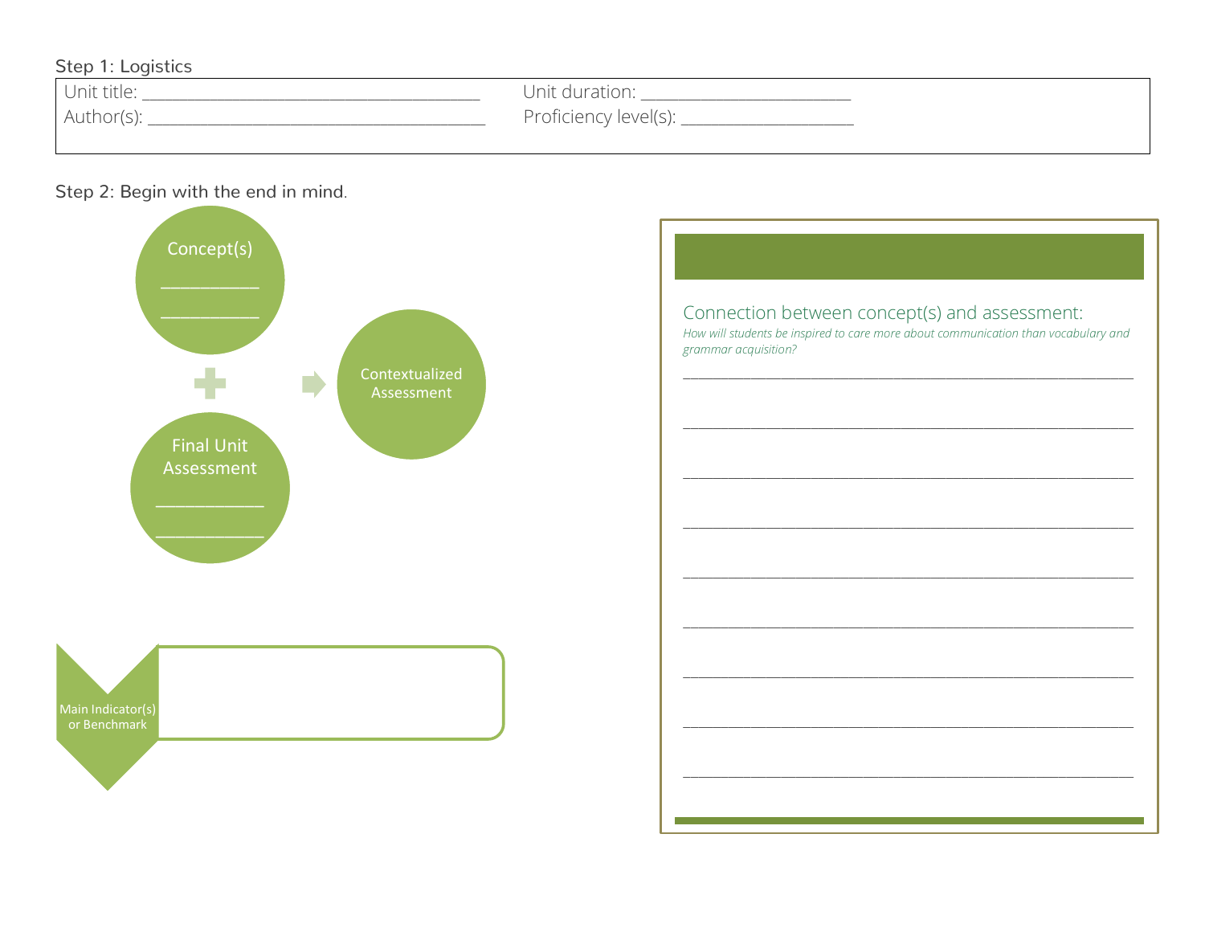Step 1: Logistics

Unit title: ______________________________________ Unit duration: ________________________

Author(s): ______________________________________ Proficiency level(s): ____________________

Step 2: Begin with the end in mind.

Concept(s)
___________
___________

+

Final Unit Assessment
____________
____________

→ Contextualized Assessment

Main Indicator(s) or Benchmark

Connection between concept(s) and assessment:

*How will students be inspired to care more about communication than vocabulary and grammar acquisition?*

_______________________________________________________________

_______________________________________________________________

_______________________________________________________________

_______________________________________________________________

_______________________________________________________________

_______________________________________________________________

_______________________________________________________________

_______________________________________________________________

_______________________________________________________________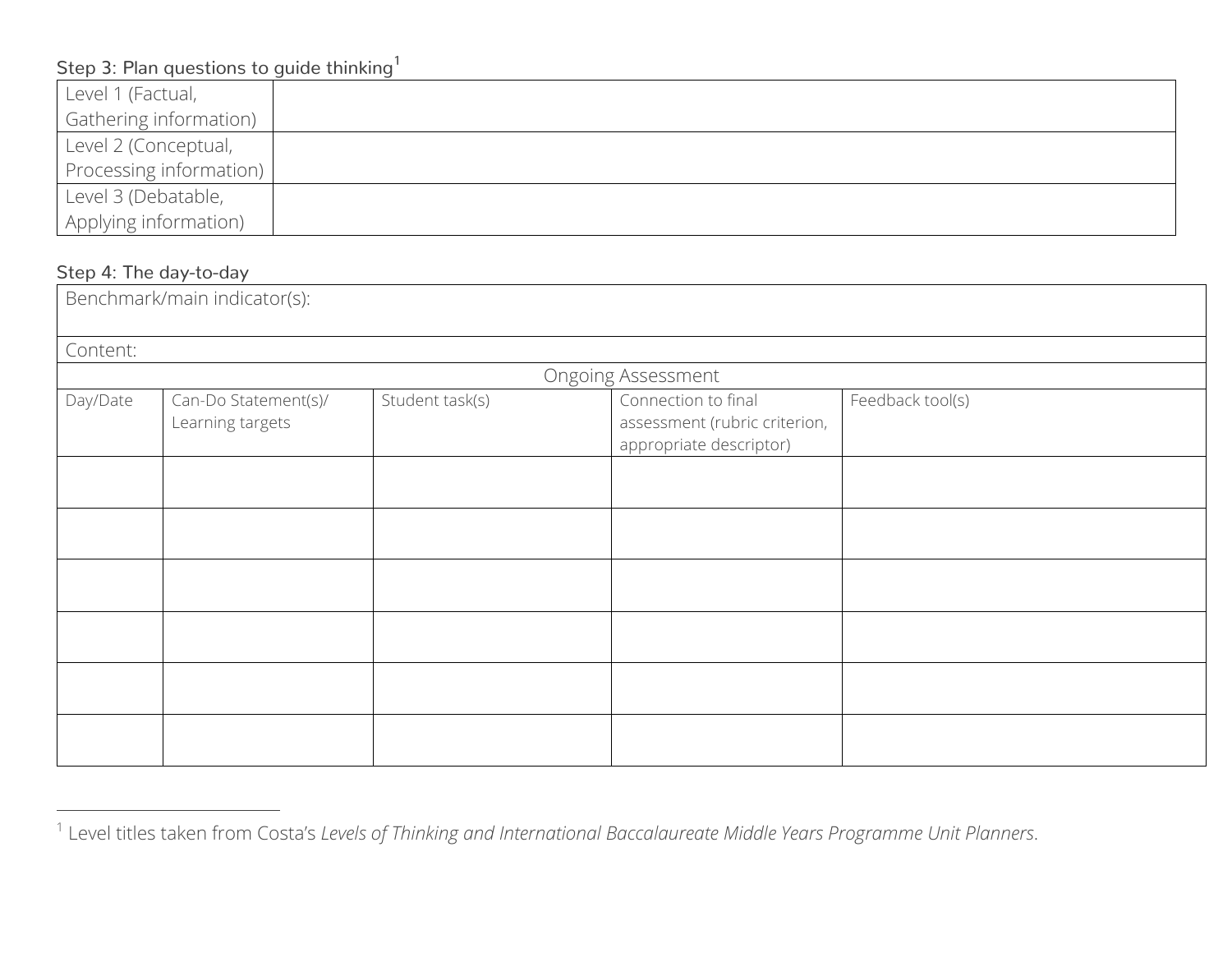### Step 3: Plan questions to guide thinking[1]

| | |
|---|---|
| Level 1 (Factual, Gathering information) | |
| Level 2 (Conceptual, Processing information) | |
| Level 3 (Debatable, Applying information) | |

### Step 4: The day-to-day

| Benchmark/main indicator(s): | | | | |
|---|---|---|---|---|
| Content: | | | | |
| Ongoing Assessment | | | | |
| Day/Date | Can-Do Statement(s)/ Learning targets | Student task(s) | Connection to final assessment (rubric criterion, appropriate descriptor) | Feedback tool(s) |
| | | | | |
| | | | | |
| | | | | |
| | | | | |
| | | | | |
| | | | | |

[1] Level titles taken from Costa's *Levels of Thinking and International Baccalaureate Middle Years Programme Unit Planners*.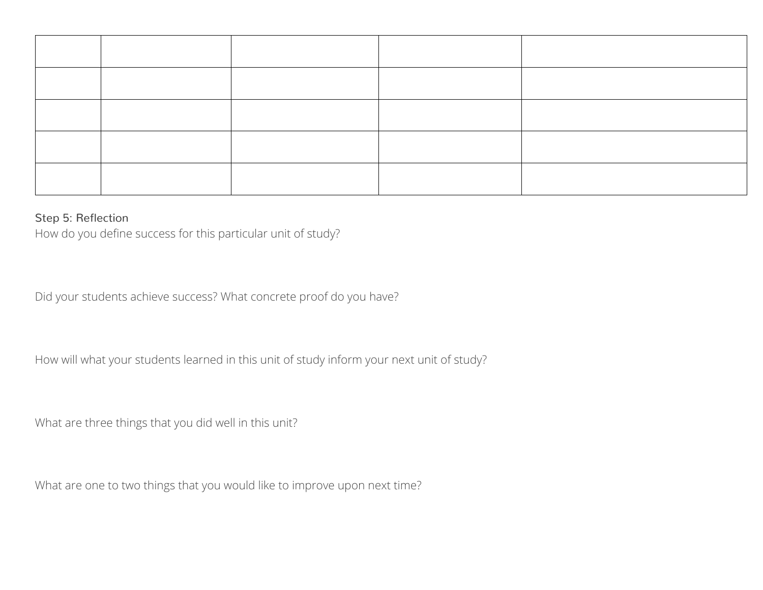| | | | | |
|---|---|---|---|---|
| | | | | |
| | | | | |
| | | | | |
| | | | | |

### Step 5: Reflection

How do you define success for this particular unit of study?

Did your students achieve success? What concrete proof do you have?

How will what your students learned in this unit of study inform your next unit of study?

What are three things that you did well in this unit?

What are one to two things that you would like to improve upon next time?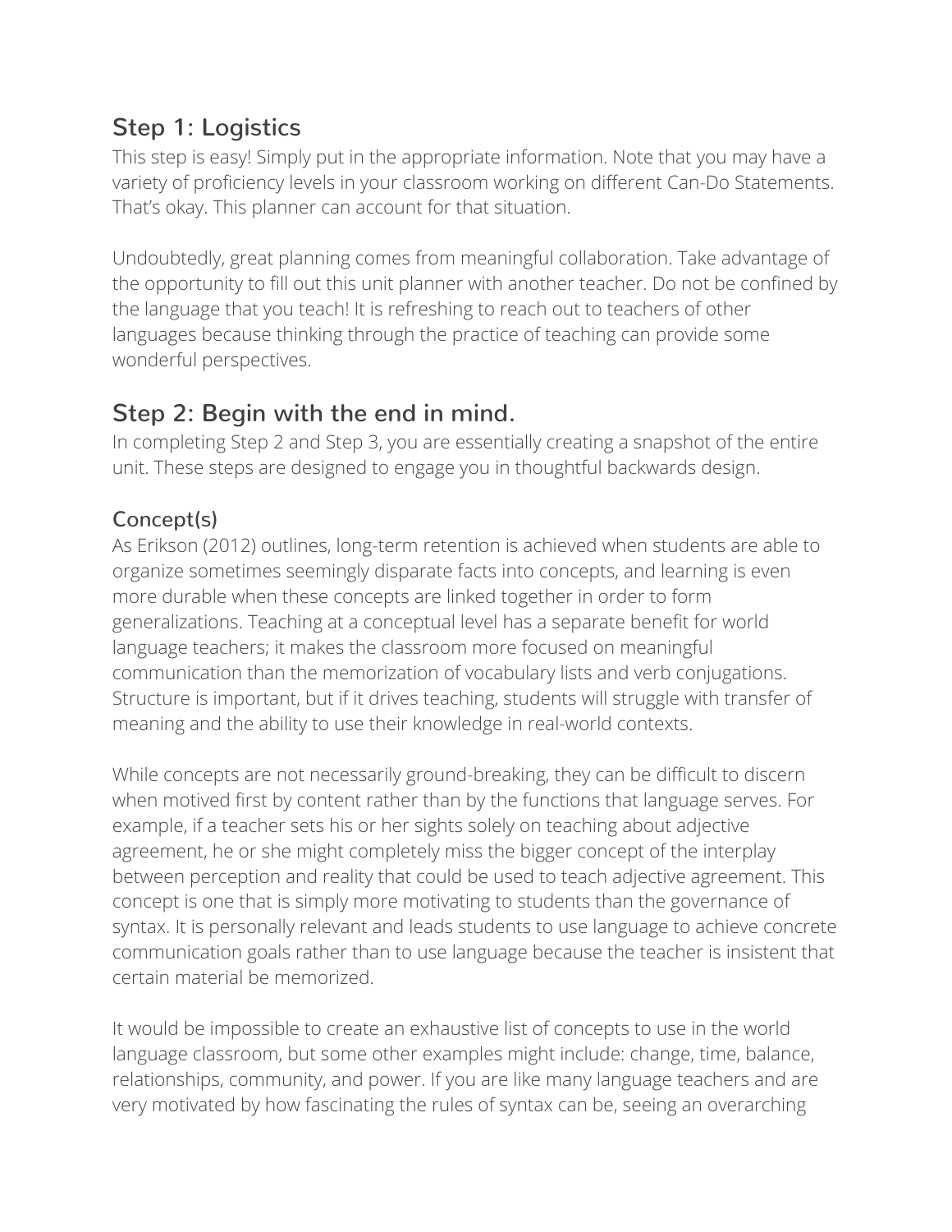## Step 1: Logistics

This step is easy! Simply put in the appropriate information. Note that you may have a variety of proficiency levels in your classroom working on different Can-Do Statements. That's okay. This planner can account for that situation.

Undoubtedly, great planning comes from meaningful collaboration. Take advantage of the opportunity to fill out this unit planner with another teacher. Do not be confined by the language that you teach! It is refreshing to reach out to teachers of other languages because thinking through the practice of teaching can provide some wonderful perspectives.

## Step 2: Begin with the end in mind.

In completing Step 2 and Step 3, you are essentially creating a snapshot of the entire unit. These steps are designed to engage you in thoughtful backwards design.

### Concept(s)

As Erikson (2012) outlines, long-term retention is achieved when students are able to organize sometimes seemingly disparate facts into concepts, and learning is even more durable when these concepts are linked together in order to form generalizations. Teaching at a conceptual level has a separate benefit for world language teachers; it makes the classroom more focused on meaningful communication than the memorization of vocabulary lists and verb conjugations. Structure is important, but if it drives teaching, students will struggle with transfer of meaning and the ability to use their knowledge in real-world contexts.

While concepts are not necessarily ground-breaking, they can be difficult to discern when motived first by content rather than by the functions that language serves. For example, if a teacher sets his or her sights solely on teaching about adjective agreement, he or she might completely miss the bigger concept of the interplay between perception and reality that could be used to teach adjective agreement. This concept is one that is simply more motivating to students than the governance of syntax. It is personally relevant and leads students to use language to achieve concrete communication goals rather than to use language because the teacher is insistent that certain material be memorized.

It would be impossible to create an exhaustive list of concepts to use in the world language classroom, but some other examples might include: change, time, balance, relationships, community, and power. If you are like many language teachers and are very motivated by how fascinating the rules of syntax can be, seeing an overarching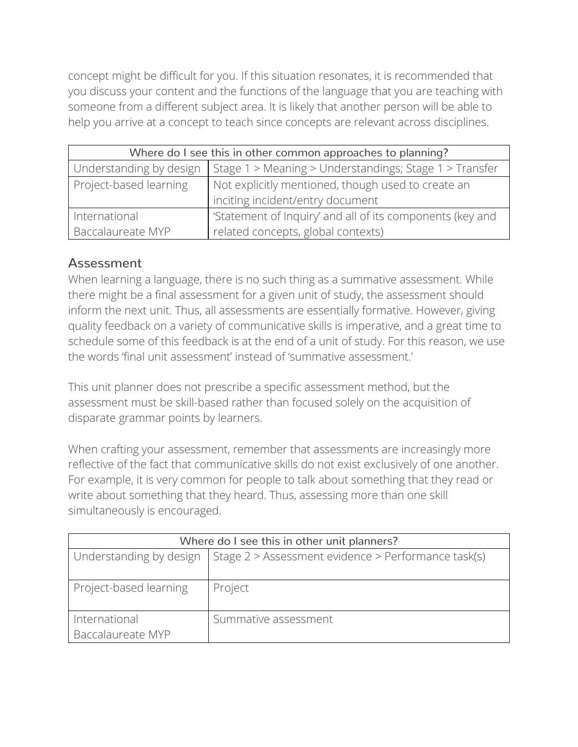concept might be difficult for you. If this situation resonates, it is recommended that you discuss your content and the functions of the language that you are teaching with someone from a different subject area. It is likely that another person will be able to help you arrive at a concept to teach since concepts are relevant across disciplines.

| Where do I see this in other common approaches to planning? | |
|---|---|
| Understanding by design | Stage 1 > Meaning > Understandings; Stage 1 > Transfer |
| Project-based learning | Not explicitly mentioned, though used to create an inciting incident/entry document |
| International Baccalaureate MYP | 'Statement of Inquiry' and all of its components (key and related concepts, global contexts) |

## Assessment

When learning a language, there is no such thing as a summative assessment. While there might be a final assessment for a given unit of study, the assessment should inform the next unit. Thus, all assessments are essentially formative. However, giving quality feedback on a variety of communicative skills is imperative, and a great time to schedule some of this feedback is at the end of a unit of study. For this reason, we use the words 'final unit assessment' instead of 'summative assessment.'

This unit planner does not prescribe a specific assessment method, but the assessment must be skill-based rather than focused solely on the acquisition of disparate grammar points by learners.

When crafting your assessment, remember that assessments are increasingly more reflective of the fact that communicative skills do not exist exclusively of one another. For example, it is very common for people to talk about something that they read or write about something that they heard. Thus, assessing more than one skill simultaneously is encouraged.

| Where do I see this in other unit planners? | |
|---|---|
| Understanding by design | Stage 2 > Assessment evidence > Performance task(s) |
| Project-based learning | Project |
| International Baccalaureate MYP | Summative assessment |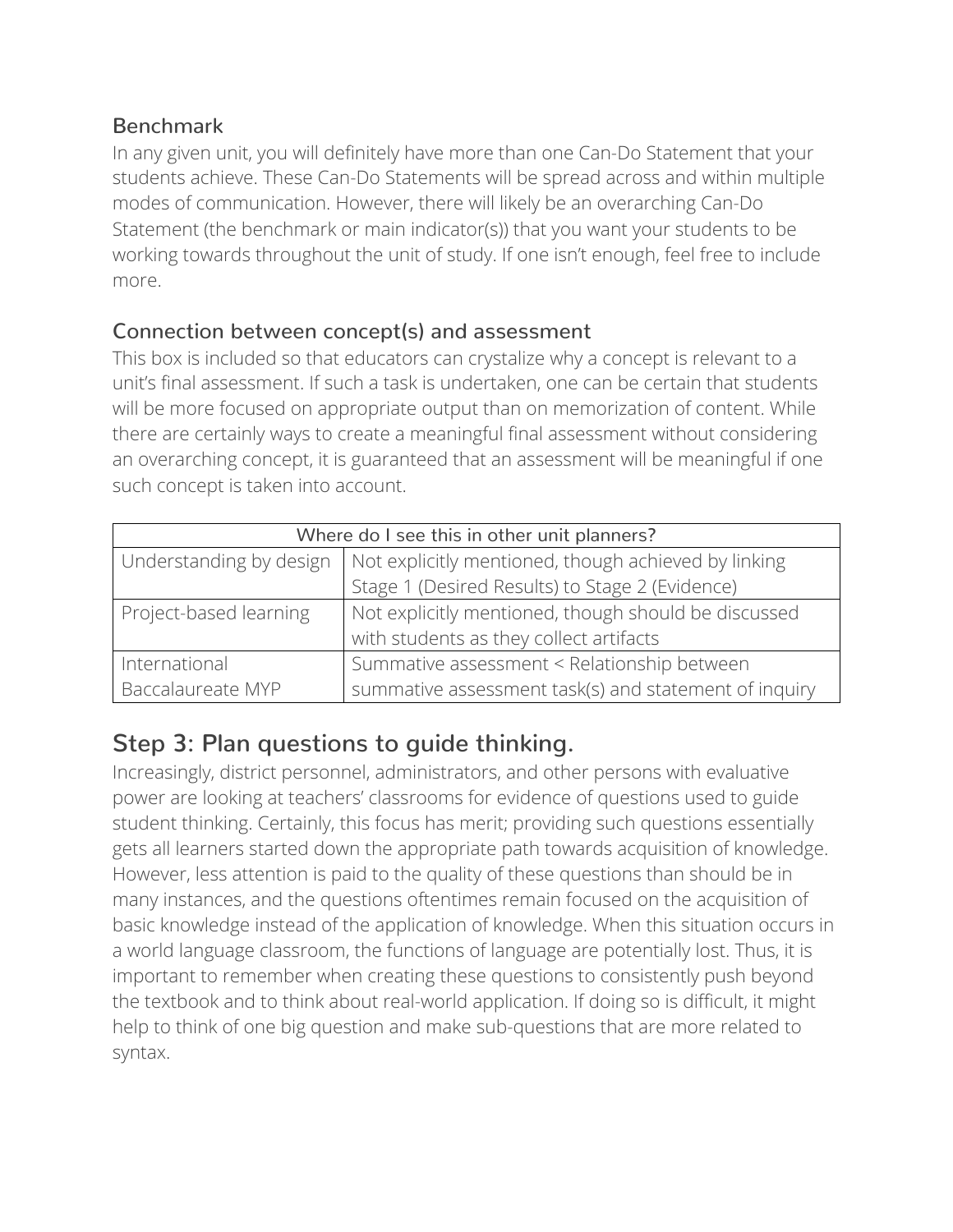### Benchmark

In any given unit, you will definitely have more than one Can-Do Statement that your students achieve. These Can-Do Statements will be spread across and within multiple modes of communication. However, there will likely be an overarching Can-Do Statement (the benchmark or main indicator(s)) that you want your students to be working towards throughout the unit of study. If one isn't enough, feel free to include more.

### Connection between concept(s) and assessment

This box is included so that educators can crystalize why a concept is relevant to a unit's final assessment. If such a task is undertaken, one can be certain that students will be more focused on appropriate output than on memorization of content. While there are certainly ways to create a meaningful final assessment without considering an overarching concept, it is guaranteed that an assessment will be meaningful if one such concept is taken into account.

| Where do I see this in other unit planners? | |
|---|---|
| Understanding by design | Not explicitly mentioned, though achieved by linking Stage 1 (Desired Results) to Stage 2 (Evidence) |
| Project-based learning | Not explicitly mentioned, though should be discussed with students as they collect artifacts |
| International Baccalaureate MYP | Summative assessment < Relationship between summative assessment task(s) and statement of inquiry |

## Step 3: Plan questions to guide thinking.

Increasingly, district personnel, administrators, and other persons with evaluative power are looking at teachers' classrooms for evidence of questions used to guide student thinking. Certainly, this focus has merit; providing such questions essentially gets all learners started down the appropriate path towards acquisition of knowledge. However, less attention is paid to the quality of these questions than should be in many instances, and the questions oftentimes remain focused on the acquisition of basic knowledge instead of the application of knowledge. When this situation occurs in a world language classroom, the functions of language are potentially lost. Thus, it is important to remember when creating these questions to consistently push beyond the textbook and to think about real-world application. If doing so is difficult, it might help to think of one big question and make sub-questions that are more related to syntax.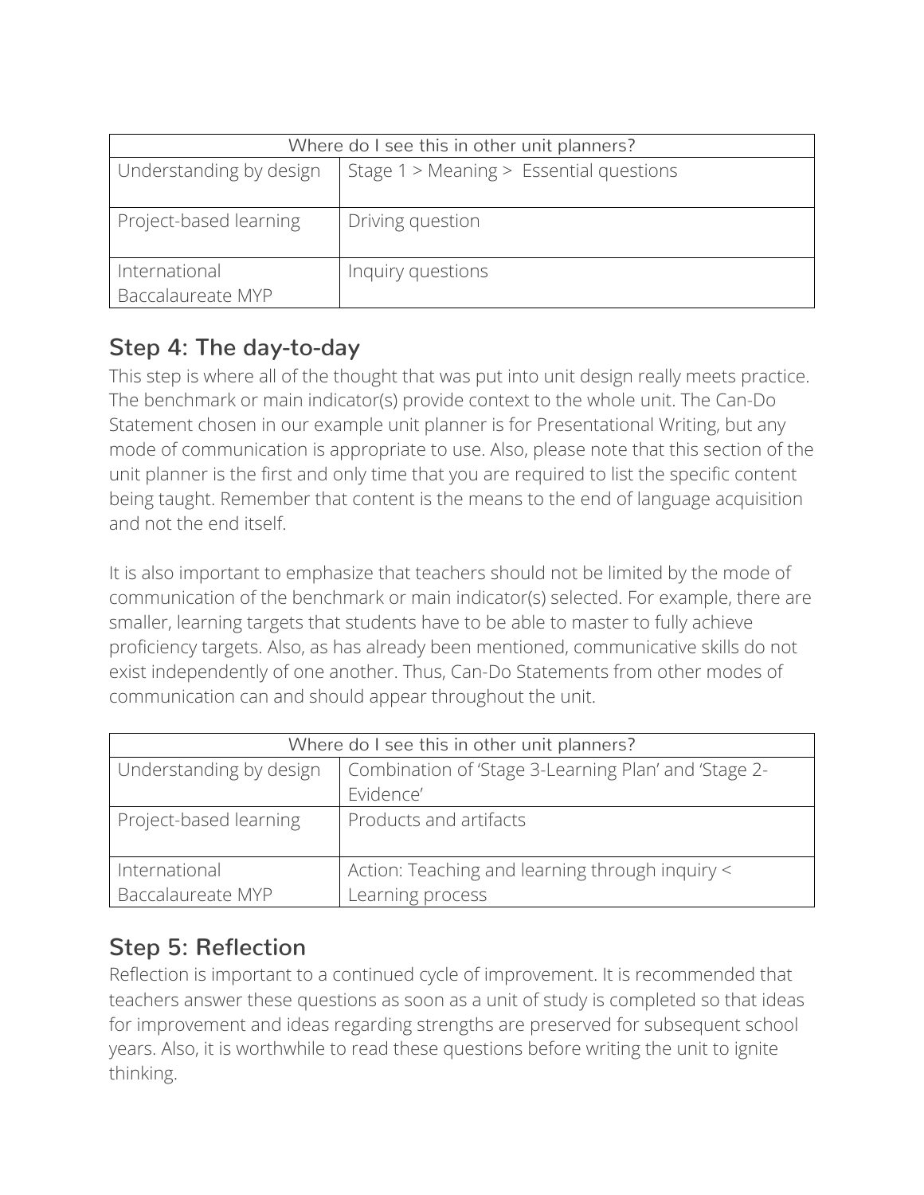| Where do I see this in other unit planners? | |
| --- | --- |
| Understanding by design | Stage 1 > Meaning > Essential questions |
| Project-based learning | Driving question |
| International Baccalaureate MYP | Inquiry questions |

## Step 4: The day-to-day

This step is where all of the thought that was put into unit design really meets practice. The benchmark or main indicator(s) provide context to the whole unit. The Can-Do Statement chosen in our example unit planner is for Presentational Writing, but any mode of communication is appropriate to use. Also, please note that this section of the unit planner is the first and only time that you are required to list the specific content being taught. Remember that content is the means to the end of language acquisition and not the end itself.

It is also important to emphasize that teachers should not be limited by the mode of communication of the benchmark or main indicator(s) selected. For example, there are smaller, learning targets that students have to be able to master to fully achieve proficiency targets. Also, as has already been mentioned, communicative skills do not exist independently of one another. Thus, Can-Do Statements from other modes of communication can and should appear throughout the unit.

| Where do I see this in other unit planners? | |
| --- | --- |
| Understanding by design | Combination of 'Stage 3-Learning Plan' and 'Stage 2-Evidence' |
| Project-based learning | Products and artifacts |
| International Baccalaureate MYP | Action: Teaching and learning through inquiry < Learning process |

## Step 5: Reflection

Reflection is important to a continued cycle of improvement. It is recommended that teachers answer these questions as soon as a unit of study is completed so that ideas for improvement and ideas regarding strengths are preserved for subsequent school years. Also, it is worthwhile to read these questions before writing the unit to ignite thinking.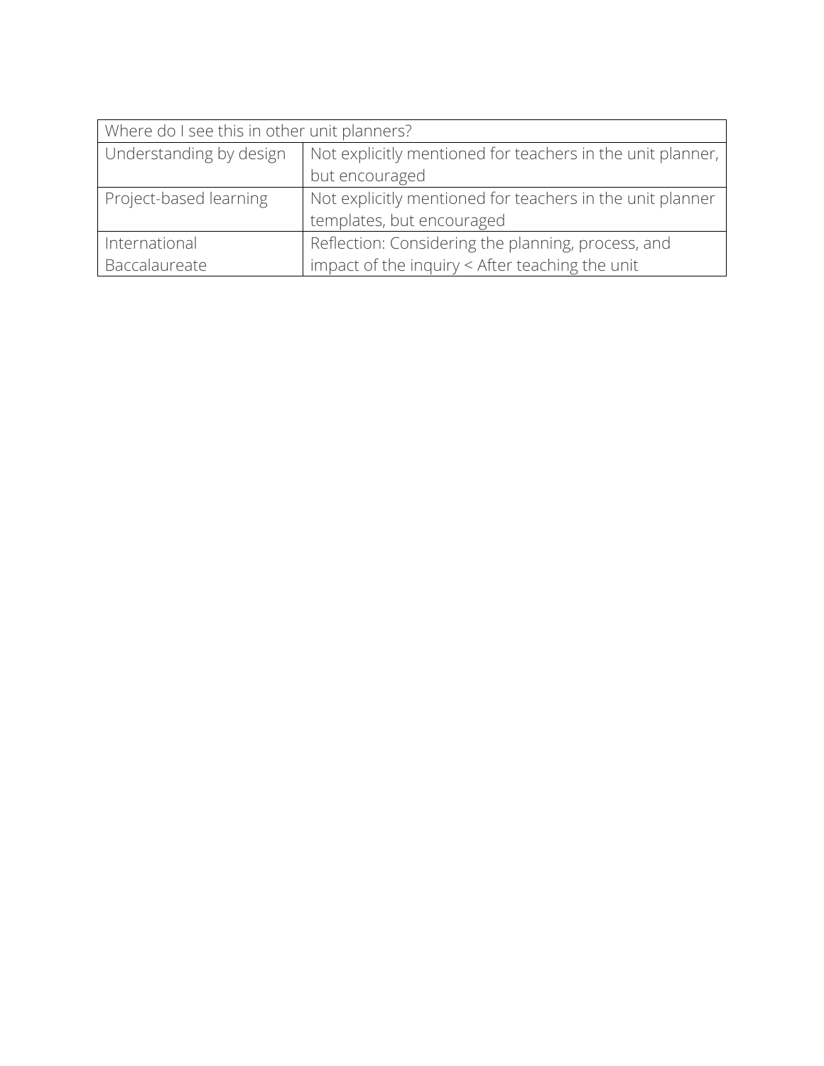| Where do I see this in other unit planners? | |
|---|---|
| Understanding by design | Not explicitly mentioned for teachers in the unit planner, but encouraged |
| Project-based learning | Not explicitly mentioned for teachers in the unit planner templates, but encouraged |
| International Baccalaureate | Reflection: Considering the planning, process, and impact of the inquiry < After teaching the unit |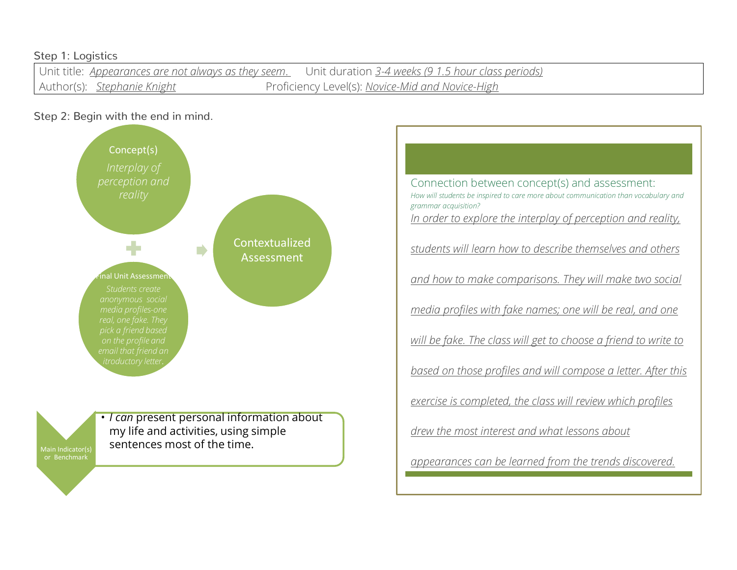Step 1: Logistics

Unit title: *Appearances are not always as they seem.* Unit duration *3-4 weeks (9 1.5 hour class periods)*
Author(s): *Stephanie Knight* Proficiency Level(s): *Novice-Mid and Novice-High*

Step 2: Begin with the end in mind.

**Concept(s)**
*Interplay of perception and reality*

+

**Final Unit Assessment**
*Students create anonymous social media profiles-one real, one fake. They pick a friend based on the profile and email that friend an itroductory letter.*

→ **Contextualized Assessment**

**Main Indicator(s) or Benchmark**

- *I can* present personal information about my life and activities, using simple sentences most of the time.

**Connection between concept(s) and assessment:**

*How will students be inspired to care more about communication than vocabulary and grammar acquisition?*

*In order to explore the interplay of perception and reality, students will learn how to describe themselves and others and how to make comparisons. They will make two social media profiles with fake names; one will be real, and one will be fake. The class will get to choose a friend to write to based on those profiles and will compose a letter. After this exercise is completed, the class will review which profiles drew the most interest and what lessons about appearances can be learned from the trends discovered.*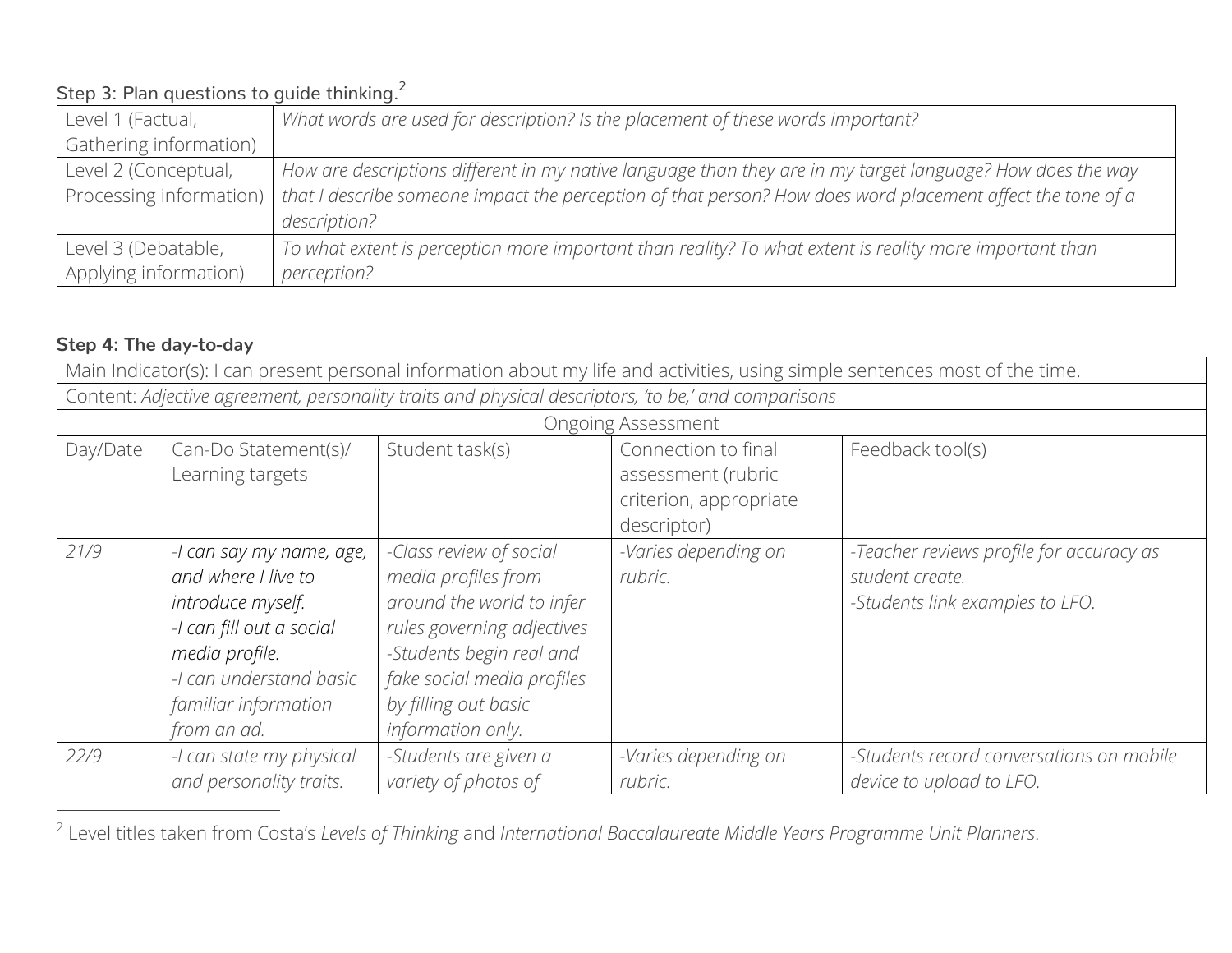Step 3: Plan questions to guide thinking.[2]

| Level 1 (Factual, Gathering information) | *What words are used for description? Is the placement of these words important?* |
|---|---|
| Level 2 (Conceptual, Processing information) | *How are descriptions different in my native language than they are in my target language? How does the way that I describe someone impact the perception of that person? How does word placement affect the tone of a description?* |
| Level 3 (Debatable, Applying information) | *To what extent is perception more important than reality? To what extent is reality more important than perception?* |

**Step 4: The day-to-day**

| Main Indicator(s): I can present personal information about my life and activities, using simple sentences most of the time. | | | | |
|---|---|---|---|---|
| Content: *Adjective agreement, personality traits and physical descriptors, 'to be,' and comparisons* | | | | |
| Ongoing Assessment | | | | |
| Day/Date | Can-Do Statement(s)/ Learning targets | Student task(s) | Connection to final assessment (rubric criterion, appropriate descriptor) | Feedback tool(s) |
| *21/9* | *-I can say my name, age, and where I live to introduce myself.*<br>*-I can fill out a social media profile.*<br>*-I can understand basic familiar information from an ad.* | *-Class review of social media profiles from around the world to infer rules governing adjectives*<br>*-Students begin real and fake social media profiles by filling out basic information only.* | *-Varies depending on rubric.* | *-Teacher reviews profile for accuracy as student create.*<br>*-Students link examples to LFO.* |
| *22/9* | *-I can state my physical and personality traits.* | *-Students are given a variety of photos of* | *-Varies depending on rubric.* | *-Students record conversations on mobile device to upload to LFO.* |

[2] Level titles taken from Costa's *Levels of Thinking* and *International Baccalaureate Middle Years Programme Unit Planners*.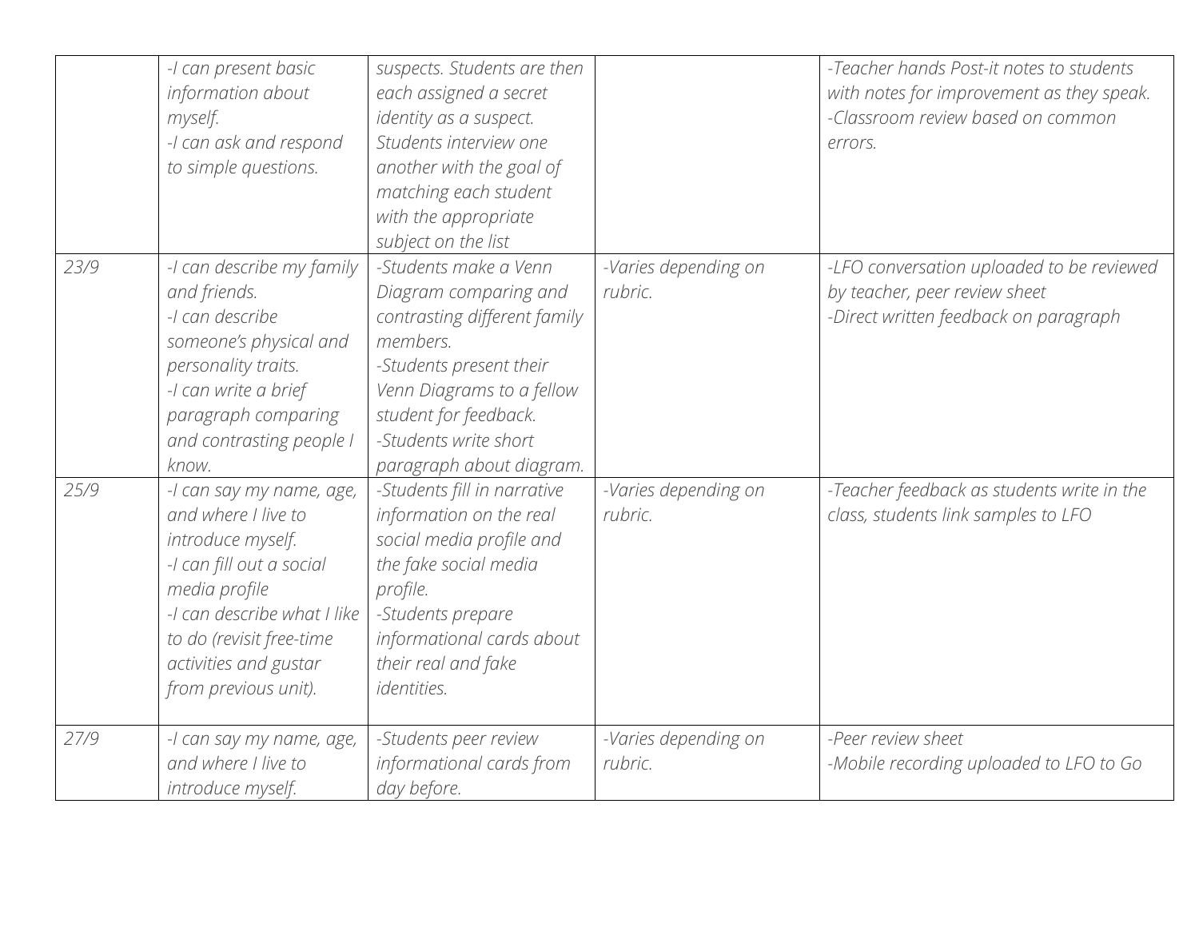| | | | | |
|---|---|---|---|---|
| | *-I can present basic information about myself.*<br>*-I can ask and respond to simple questions.* | *suspects. Students are then each assigned a secret identity as a suspect. Students interview one another with the goal of matching each student with the appropriate subject on the list* | | *-Teacher hands Post-it notes to students with notes for improvement as they speak.*<br>*-Classroom review based on common errors.* |
| *23/9* | *-I can describe my family and friends.*<br>*-I can describe someone's physical and personality traits.*<br>*-I can write a brief paragraph comparing and contrasting people I know.* | *-Students make a Venn Diagram comparing and contrasting different family members.*<br>*-Students present their Venn Diagrams to a fellow student for feedback.*<br>*-Students write short paragraph about diagram.* | *-Varies depending on rubric.* | *-LFO conversation uploaded to be reviewed by teacher, peer review sheet*<br>*-Direct written feedback on paragraph* |
| *25/9* | *-I can say my name, age, and where I live to introduce myself.*<br>*-I can fill out a social media profile*<br>*-I can describe what I like to do (revisit free-time activities and gustar from previous unit).* | *-Students fill in narrative information on the real social media profile and the fake social media profile.*<br>*-Students prepare informational cards about their real and fake identities.* | *-Varies depending on rubric.* | *-Teacher feedback as students write in the class, students link samples to LFO* |
| *27/9* | *-I can say my name, age, and where I live to introduce myself.* | *-Students peer review informational cards from day before.* | *-Varies depending on rubric.* | *-Peer review sheet*<br>*-Mobile recording uploaded to LFO to Go* |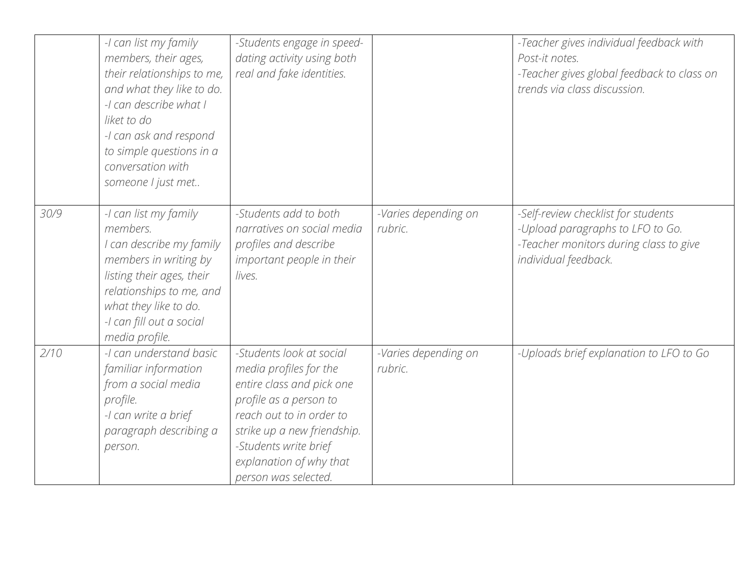| | | | | |
|---|---|---|---|---|
| | *-I can list my family members, their ages, their relationships to me, and what they like to do.*<br>*-I can describe what I liket to do*<br>*-I can ask and respond to simple questions in a conversation with someone I just met..* | *-Students engage in speed-dating activity using both real and fake identities.* | | *-Teacher gives individual feedback with Post-it notes.*<br>*-Teacher gives global feedback to class on trends via class discussion.* |
| *30/9* | *-I can list my family members.*<br>*I can describe my family members in writing by listing their ages, their relationships to me, and what they like to do.*<br>*-I can fill out a social media profile.* | *-Students add to both narratives on social media profiles and describe important people in their lives.* | *-Varies depending on rubric.* | *-Self-review checklist for students*<br>*-Upload paragraphs to LFO to Go.*<br>*-Teacher monitors during class to give individual feedback.* |
| *2/10* | *-I can understand basic familiar information from a social media profile.*<br>*-I can write a brief paragraph describing a person.* | *-Students look at social media profiles for the entire class and pick one profile as a person to reach out to in order to strike up a new friendship.*<br>*-Students write brief explanation of why that person was selected.* | *-Varies depending on rubric.* | *-Uploads brief explanation to LFO to Go* |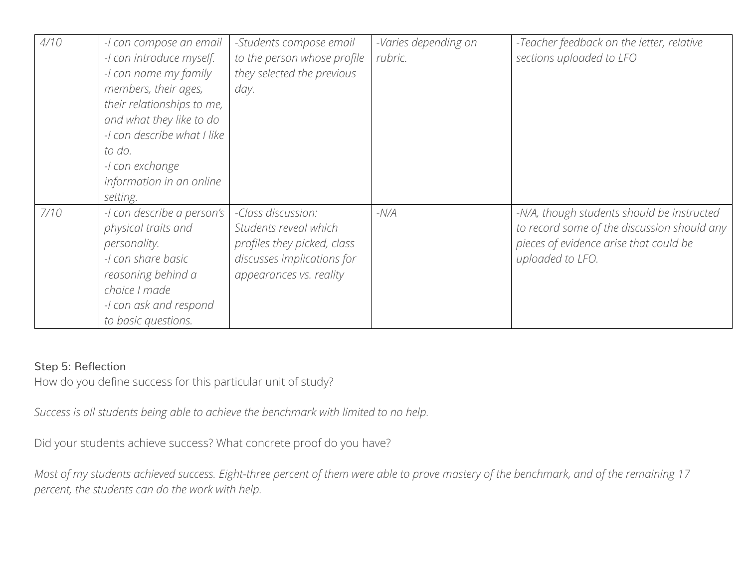| | | | | |
|---|---|---|---|---|
| *4/10* | *-I can compose an email*<br>*-I can introduce myself.*<br>*-I can name my family members, their ages, their relationships to me, and what they like to do*<br>*-I can describe what I like to do.*<br>*-I can exchange information in an online setting.* | *-Students compose email to the person whose profile they selected the previous day.* | *-Varies depending on rubric.* | *-Teacher feedback on the letter, relative sections uploaded to LFO* |
| *7/10* | *-I can describe a person's physical traits and personality.*<br>*-I can share basic reasoning behind a choice I made*<br>*-I can ask and respond to basic questions.* | *-Class discussion: Students reveal which profiles they picked, class discusses implications for appearances vs. reality* | *-N/A* | *-N/A, though students should be instructed to record some of the discussion should any pieces of evidence arise that could be uploaded to LFO.* |

### Step 5: Reflection

How do you define success for this particular unit of study?

*Success is all students being able to achieve the benchmark with limited to no help.*

Did your students achieve success? What concrete proof do you have?

*Most of my students achieved success. Eight-three percent of them were able to prove mastery of the benchmark, and of the remaining 17 percent, the students can do the work with help.*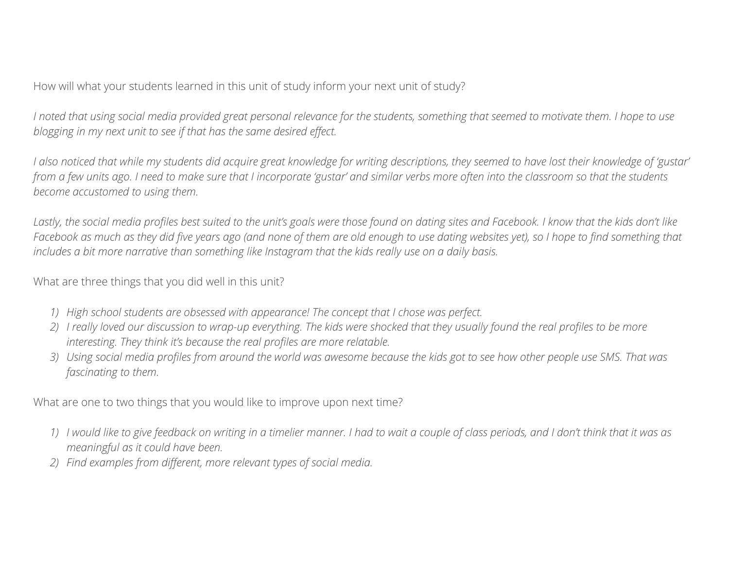How will what your students learned in this unit of study inform your next unit of study?

*I noted that using social media provided great personal relevance for the students, something that seemed to motivate them. I hope to use blogging in my next unit to see if that has the same desired effect.*

*I also noticed that while my students did acquire great knowledge for writing descriptions, they seemed to have lost their knowledge of 'gustar' from a few units ago. I need to make sure that I incorporate 'gustar' and similar verbs more often into the classroom so that the students become accustomed to using them.*

*Lastly, the social media profiles best suited to the unit's goals were those found on dating sites and Facebook. I know that the kids don't like Facebook as much as they did five years ago (and none of them are old enough to use dating websites yet), so I hope to find something that includes a bit more narrative than something like Instagram that the kids really use on a daily basis.*

What are three things that you did well in this unit?

1) *High school students are obsessed with appearance! The concept that I chose was perfect.*
2) *I really loved our discussion to wrap-up everything. The kids were shocked that they usually found the real profiles to be more interesting. They think it's because the real profiles are more relatable.*
3) *Using social media profiles from around the world was awesome because the kids got to see how other people use SMS. That was fascinating to them.*

What are one to two things that you would like to improve upon next time?

1) *I would like to give feedback on writing in a timelier manner. I had to wait a couple of class periods, and I don't think that it was as meaningful as it could have been.*
2) *Find examples from different, more relevant types of social media.*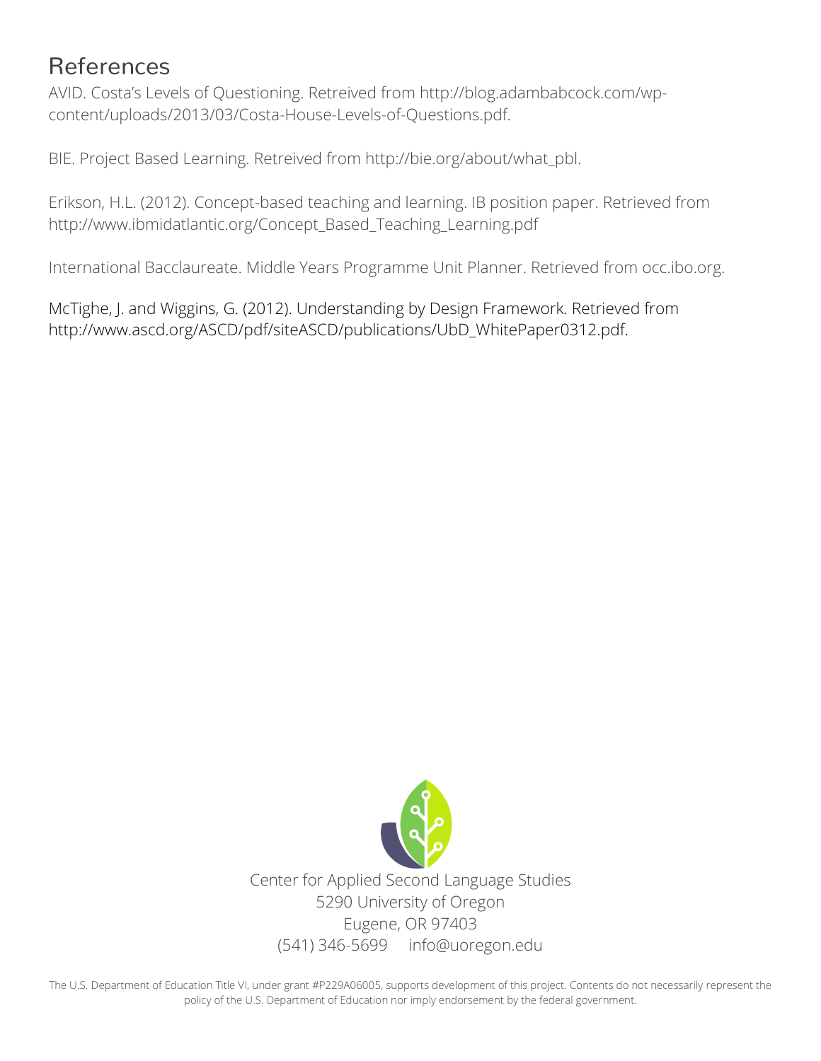# References

AVID. Costa's Levels of Questioning. Retreived from http://blog.adambabcock.com/wp-content/uploads/2013/03/Costa-House-Levels-of-Questions.pdf.

BIE. Project Based Learning. Retreived from http://bie.org/about/what_pbl.

Erikson, H.L. (2012). Concept-based teaching and learning. IB position paper. Retrieved from http://www.ibmidatlantic.org/Concept_Based_Teaching_Learning.pdf

International Bacclaureate. Middle Years Programme Unit Planner. Retrieved from occ.ibo.org.

McTighe, J. and Wiggins, G. (2012). Understanding by Design Framework. Retrieved from http://www.ascd.org/ASCD/pdf/siteASCD/publications/UbD_WhitePaper0312.pdf.

Center for Applied Second Language Studies
5290 University of Oregon
Eugene, OR 97403
(541) 346-5699 info@uoregon.edu

The U.S. Department of Education Title VI, under grant #P229A06005, supports development of this project. Contents do not necessarily represent the policy of the U.S. Department of Education nor imply endorsement by the federal government.